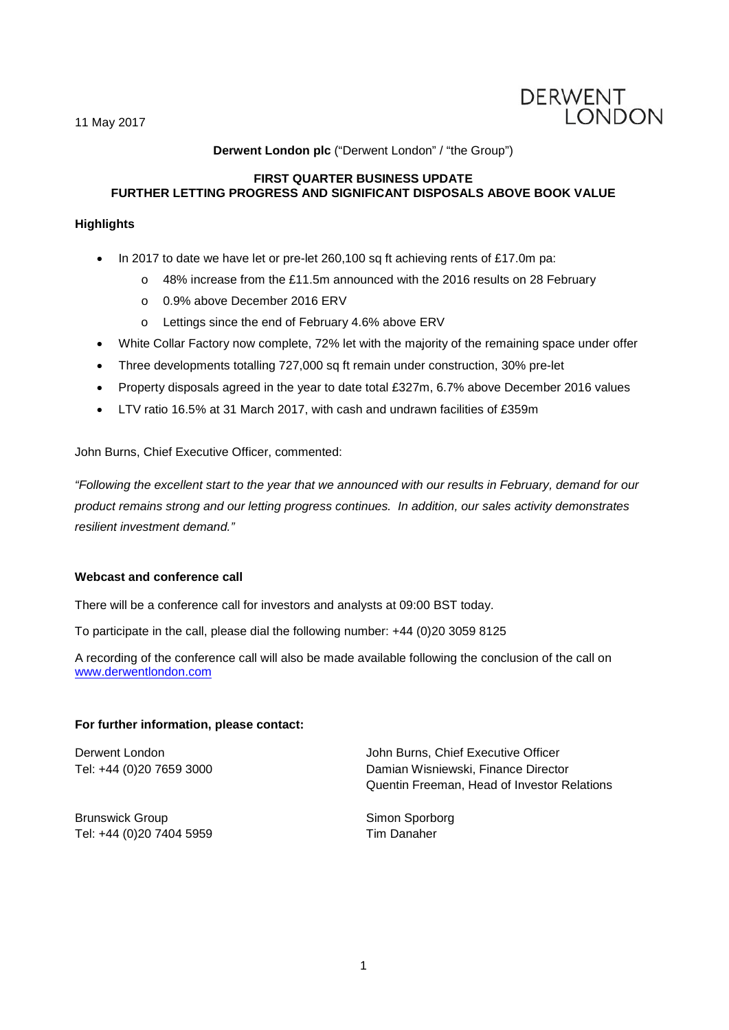11 May 2017

DERWENT LONDON

**Derwent London plc** ("Derwent London" / "the Group")

**FIRST QUARTER BUSINESS UPDATE**
**FURTHER LETTING PROGRESS AND SIGNIFICANT DISPOSALS ABOVE BOOK VALUE**

**Highlights**

- In 2017 to date we have let or pre-let 260,100 sq ft achieving rents of £17.0m pa:
  - 48% increase from the £11.5m announced with the 2016 results on 28 February
  - 0.9% above December 2016 ERV
  - Lettings since the end of February 4.6% above ERV
- White Collar Factory now complete, 72% let with the majority of the remaining space under offer
- Three developments totalling 727,000 sq ft remain under construction, 30% pre-let
- Property disposals agreed in the year to date total £327m, 6.7% above December 2016 values
- LTV ratio 16.5% at 31 March 2017, with cash and undrawn facilities of £359m

John Burns, Chief Executive Officer, commented:

*"Following the excellent start to the year that we announced with our results in February, demand for our product remains strong and our letting progress continues. In addition, our sales activity demonstrates resilient investment demand."*

**Webcast and conference call**

There will be a conference call for investors and analysts at 09:00 BST today.

To participate in the call, please dial the following number: +44 (0)20 3059 8125

A recording of the conference call will also be made available following the conclusion of the call on www.derwentlondon.com

**For further information, please contact:**

Derwent London
Tel: +44 (0)20 7659 3000

John Burns, Chief Executive Officer
Damian Wisniewski, Finance Director
Quentin Freeman, Head of Investor Relations

Brunswick Group
Tel: +44 (0)20 7404 5959

Simon Sporborg
Tim Danaher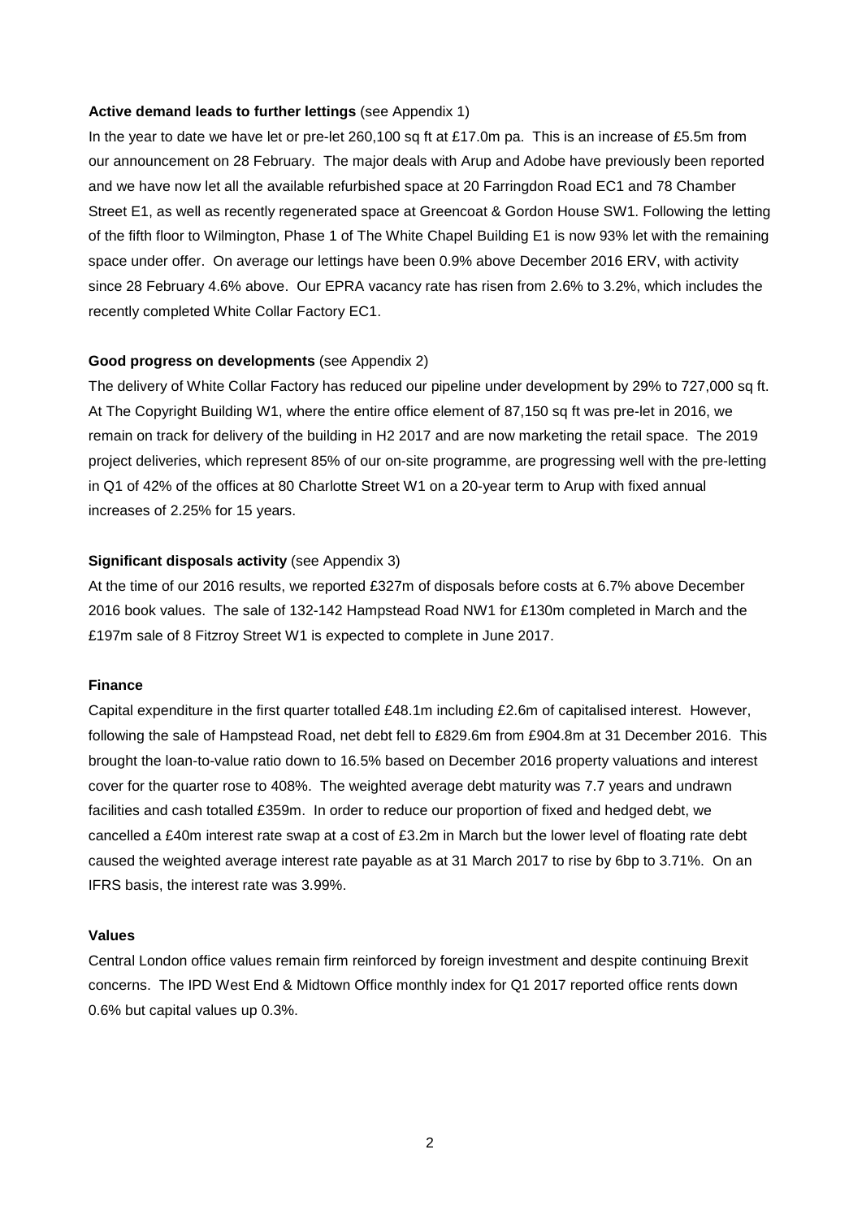**Active demand leads to further lettings** (see Appendix 1)

In the year to date we have let or pre-let 260,100 sq ft at £17.0m pa. This is an increase of £5.5m from our announcement on 28 February. The major deals with Arup and Adobe have previously been reported and we have now let all the available refurbished space at 20 Farringdon Road EC1 and 78 Chamber Street E1, as well as recently regenerated space at Greencoat & Gordon House SW1. Following the letting of the fifth floor to Wilmington, Phase 1 of The White Chapel Building E1 is now 93% let with the remaining space under offer. On average our lettings have been 0.9% above December 2016 ERV, with activity since 28 February 4.6% above. Our EPRA vacancy rate has risen from 2.6% to 3.2%, which includes the recently completed White Collar Factory EC1.

**Good progress on developments** (see Appendix 2)

The delivery of White Collar Factory has reduced our pipeline under development by 29% to 727,000 sq ft. At The Copyright Building W1, where the entire office element of 87,150 sq ft was pre-let in 2016, we remain on track for delivery of the building in H2 2017 and are now marketing the retail space. The 2019 project deliveries, which represent 85% of our on-site programme, are progressing well with the pre-letting in Q1 of 42% of the offices at 80 Charlotte Street W1 on a 20-year term to Arup with fixed annual increases of 2.25% for 15 years.

**Significant disposals activity** (see Appendix 3)

At the time of our 2016 results, we reported £327m of disposals before costs at 6.7% above December 2016 book values. The sale of 132-142 Hampstead Road NW1 for £130m completed in March and the £197m sale of 8 Fitzroy Street W1 is expected to complete in June 2017.

**Finance**

Capital expenditure in the first quarter totalled £48.1m including £2.6m of capitalised interest. However, following the sale of Hampstead Road, net debt fell to £829.6m from £904.8m at 31 December 2016. This brought the loan-to-value ratio down to 16.5% based on December 2016 property valuations and interest cover for the quarter rose to 408%. The weighted average debt maturity was 7.7 years and undrawn facilities and cash totalled £359m. In order to reduce our proportion of fixed and hedged debt, we cancelled a £40m interest rate swap at a cost of £3.2m in March but the lower level of floating rate debt caused the weighted average interest rate payable as at 31 March 2017 to rise by 6bp to 3.71%. On an IFRS basis, the interest rate was 3.99%.

**Values**

Central London office values remain firm reinforced by foreign investment and despite continuing Brexit concerns. The IPD West End & Midtown Office monthly index for Q1 2017 reported office rents down 0.6% but capital values up 0.3%.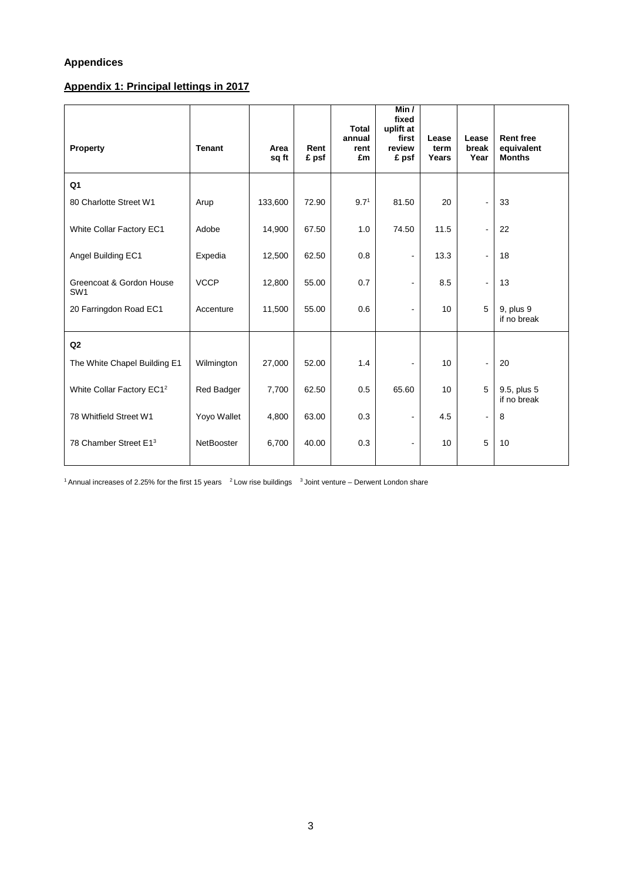## Appendices

### Appendix 1: Principal lettings in 2017

| Property | Tenant | Area sq ft | Rent £ psf | Total annual rent £m | Min / fixed uplift at first review £ psf | Lease term Years | Lease break Year | Rent free equivalent Months |
|---|---|---|---|---|---|---|---|---|
| **Q1** | | | | | | | | |
| 80 Charlotte Street W1 | Arup | 133,600 | 72.90 | 9.7[1] | 81.50 | 20 | - | 33 |
| White Collar Factory EC1 | Adobe | 14,900 | 67.50 | 1.0 | 74.50 | 11.5 | - | 22 |
| Angel Building EC1 | Expedia | 12,500 | 62.50 | 0.8 | - | 13.3 | - | 18 |
| Greencoat & Gordon House SW1 | VCCP | 12,800 | 55.00 | 0.7 | - | 8.5 | - | 13 |
| 20 Farringdon Road EC1 | Accenture | 11,500 | 55.00 | 0.6 | - | 10 | 5 | 9, plus 9 if no break |
| **Q2** | | | | | | | | |
| The White Chapel Building E1 | Wilmington | 27,000 | 52.00 | 1.4 | - | 10 | - | 20 |
| White Collar Factory EC1[2] | Red Badger | 7,700 | 62.50 | 0.5 | 65.60 | 10 | 5 | 9.5, plus 5 if no break |
| 78 Whitfield Street W1 | Yoyo Wallet | 4,800 | 63.00 | 0.3 | - | 4.5 | - | 8 |
| 78 Chamber Street E1[3] | NetBooster | 6,700 | 40.00 | 0.3 | - | 10 | 5 | 10 |

[1] Annual increases of 2.25% for the first 15 years [2] Low rise buildings [3] Joint venture – Derwent London share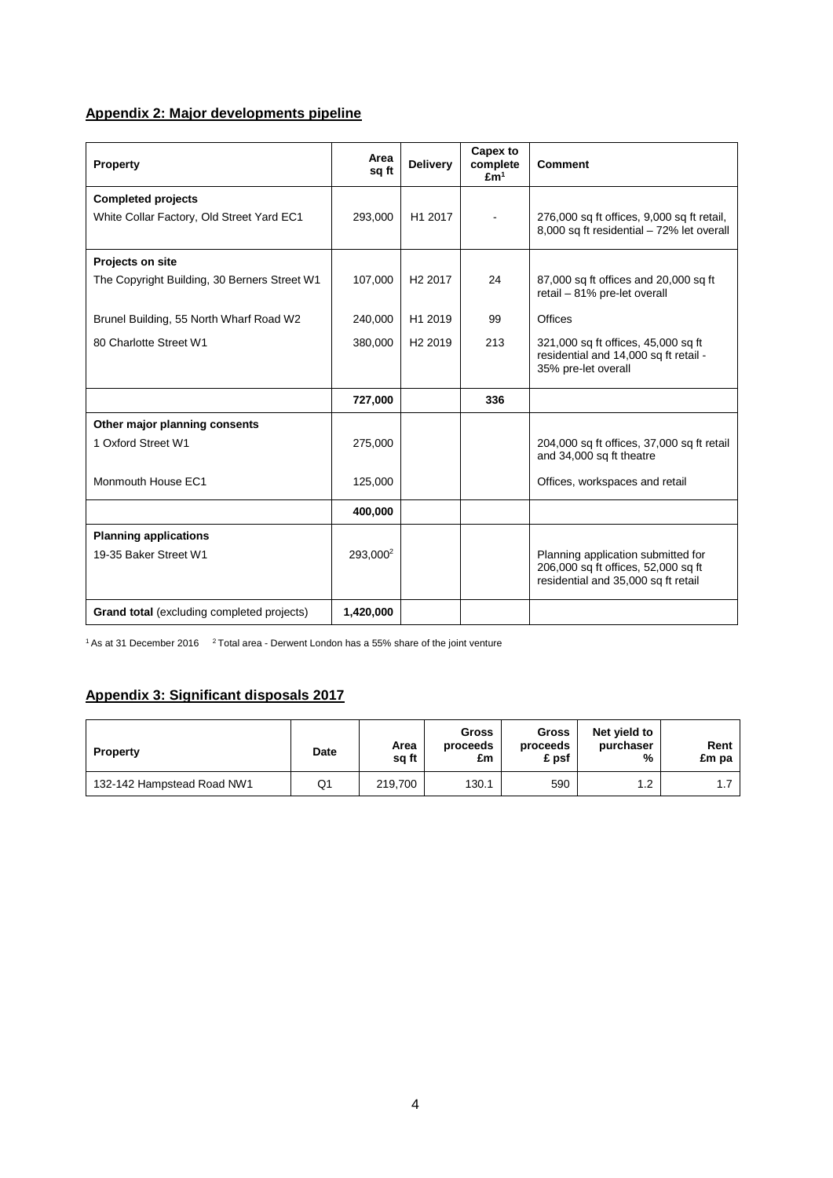## Appendix 2: Major developments pipeline

| Property | Area sq ft | Delivery | Capex to complete £m[1] | Comment |
|---|---|---|---|---|
| **Completed projects** | | | | |
| White Collar Factory, Old Street Yard EC1 | 293,000 | H1 2017 | - | 276,000 sq ft offices, 9,000 sq ft retail, 8,000 sq ft residential – 72% let overall |
| **Projects on site** | | | | |
| The Copyright Building, 30 Berners Street W1 | 107,000 | H2 2017 | 24 | 87,000 sq ft offices and 20,000 sq ft retail – 81% pre-let overall |
| Brunel Building, 55 North Wharf Road W2 | 240,000 | H1 2019 | 99 | Offices |
| 80 Charlotte Street W1 | 380,000 | H2 2019 | 213 | 321,000 sq ft offices, 45,000 sq ft residential and 14,000 sq ft retail - 35% pre-let overall |
| | **727,000** | | **336** | |
| **Other major planning consents** | | | | |
| 1 Oxford Street W1 | 275,000 | | | 204,000 sq ft offices, 37,000 sq ft retail and 34,000 sq ft theatre |
| Monmouth House EC1 | 125,000 | | | Offices, workspaces and retail |
| | **400,000** | | | |
| **Planning applications** | | | | |
| 19-35 Baker Street W1 | 293,000[2] | | | Planning application submitted for 206,000 sq ft offices, 52,000 sq ft residential and 35,000 sq ft retail |
| **Grand total** (excluding completed projects) | **1,420,000** | | | |

[1] As at 31 December 2016 [2] Total area - Derwent London has a 55% share of the joint venture

## Appendix 3: Significant disposals 2017

| Property | Date | Area sq ft | Gross proceeds £m | Gross proceeds £ psf | Net yield to purchaser % | Rent £m pa |
|---|---|---|---|---|---|---|
| 132-142 Hampstead Road NW1 | Q1 | 219,700 | 130.1 | 590 | 1.2 | 1.7 |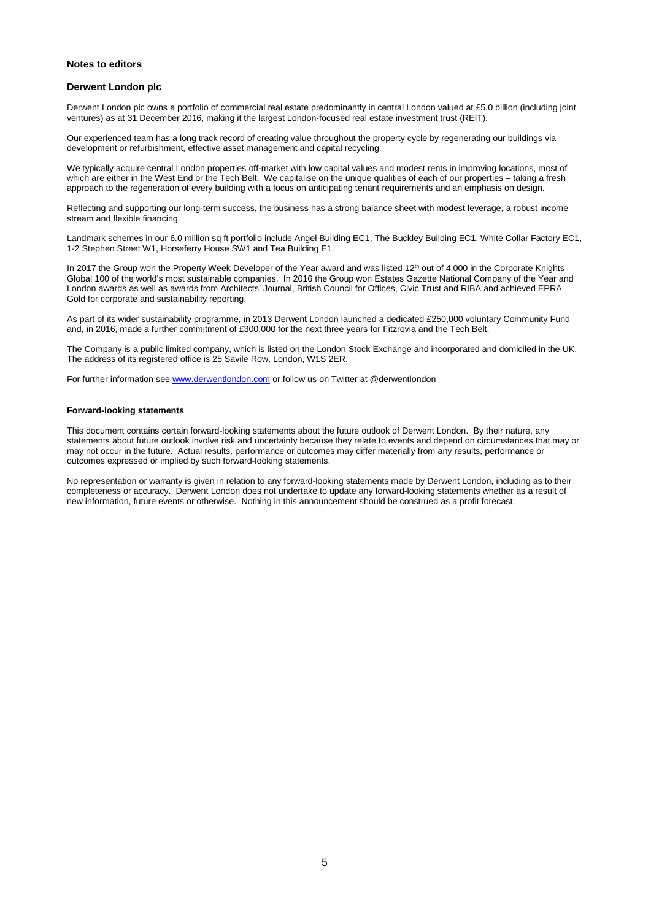## Notes to editors

### Derwent London plc

Derwent London plc owns a portfolio of commercial real estate predominantly in central London valued at £5.0 billion (including joint ventures) as at 31 December 2016, making it the largest London-focused real estate investment trust (REIT).

Our experienced team has a long track record of creating value throughout the property cycle by regenerating our buildings via development or refurbishment, effective asset management and capital recycling.

We typically acquire central London properties off-market with low capital values and modest rents in improving locations, most of which are either in the West End or the Tech Belt. We capitalise on the unique qualities of each of our properties – taking a fresh approach to the regeneration of every building with a focus on anticipating tenant requirements and an emphasis on design.

Reflecting and supporting our long-term success, the business has a strong balance sheet with modest leverage, a robust income stream and flexible financing.

Landmark schemes in our 6.0 million sq ft portfolio include Angel Building EC1, The Buckley Building EC1, White Collar Factory EC1, 1-2 Stephen Street W1, Horseferry House SW1 and Tea Building E1.

In 2017 the Group won the Property Week Developer of the Year award and was listed 12th out of 4,000 in the Corporate Knights Global 100 of the world's most sustainable companies. In 2016 the Group won Estates Gazette National Company of the Year and London awards as well as awards from Architects' Journal, British Council for Offices, Civic Trust and RIBA and achieved EPRA Gold for corporate and sustainability reporting.

As part of its wider sustainability programme, in 2013 Derwent London launched a dedicated £250,000 voluntary Community Fund and, in 2016, made a further commitment of £300,000 for the next three years for Fitzrovia and the Tech Belt.

The Company is a public limited company, which is listed on the London Stock Exchange and incorporated and domiciled in the UK. The address of its registered office is 25 Savile Row, London, W1S 2ER.

For further information see www.derwentlondon.com or follow us on Twitter at @derwentlondon

#### Forward-looking statements

This document contains certain forward-looking statements about the future outlook of Derwent London. By their nature, any statements about future outlook involve risk and uncertainty because they relate to events and depend on circumstances that may or may not occur in the future. Actual results, performance or outcomes may differ materially from any results, performance or outcomes expressed or implied by such forward-looking statements.

No representation or warranty is given in relation to any forward-looking statements made by Derwent London, including as to their completeness or accuracy. Derwent London does not undertake to update any forward-looking statements whether as a result of new information, future events or otherwise. Nothing in this announcement should be construed as a profit forecast.